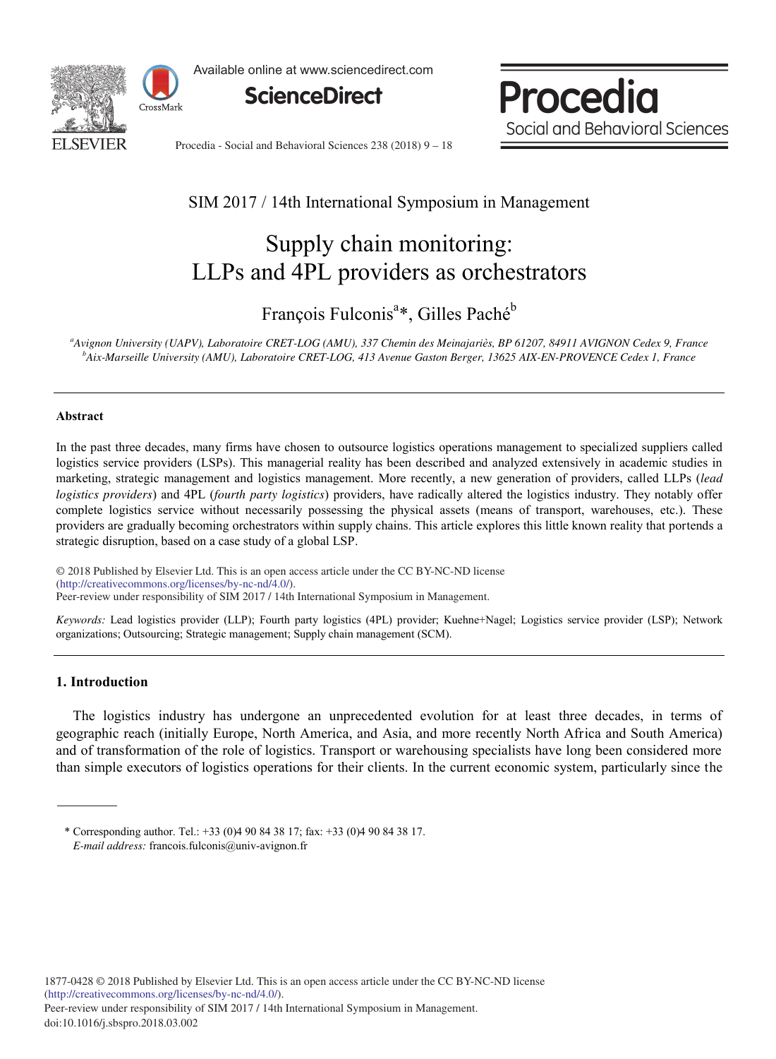SIM 2017 / 14th International Symposium in Management

# Supply chain monitoring: LLPs and 4PL providers as orchestrators

François Fulconis[a]*, Gilles Paché[b]

[a]*Avignon University (UAPV), Laboratoire CRET-LOG (AMU), 337 Chemin des Meinajariès, BP 61207, 84911 AVIGNON Cedex 9, France*
[b]*Aix-Marseille University (AMU), Laboratoire CRET-LOG, 413 Avenue Gaston Berger, 13625 AIX-EN-PROVENCE Cedex 1, France*

---

### Abstract

In the past three decades, many firms have chosen to outsource logistics operations management to specialized suppliers called logistics service providers (LSPs). This managerial reality has been described and analyzed extensively in academic studies in marketing, strategic management and logistics management. More recently, a new generation of providers, called LLPs (*lead logistics providers*) and 4PL (*fourth party logistics*) providers, have radically altered the logistics industry. They notably offer complete logistics service without necessarily possessing the physical assets (means of transport, warehouses, etc.). These providers are gradually becoming orchestrators within supply chains. This article explores this little known reality that portends a strategic disruption, based on a case study of a global LSP.

© 2018 Published by Elsevier Ltd. This is an open access article under the CC BY-NC-ND license (http://creativecommons.org/licenses/by-nc-nd/4.0/).
Peer-review under responsibility of SIM 2017 / 14th International Symposium in Management.

*Keywords:* Lead logistics provider (LLP); Fourth party logistics (4PL) provider; Kuehne+Nagel; Logistics service provider (LSP); Network organizations; Outsourcing; Strategic management; Supply chain management (SCM).

---

## 1. Introduction

The logistics industry has undergone an unprecedented evolution for at least three decades, in terms of geographic reach (initially Europe, North America, and Asia, and more recently North Africa and South America) and of transformation of the role of logistics. Transport or warehousing specialists have long been considered more than simple executors of logistics operations for their clients. In the current economic system, particularly since the

---

* Corresponding author. Tel.: +33 (0)4 90 84 38 17; fax: +33 (0)4 90 84 38 17.
*E-mail address:* francois.fulconis@univ-avignon.fr

1877-0428 © 2018 Published by Elsevier Ltd. This is an open access article under the CC BY-NC-ND license (http://creativecommons.org/licenses/by-nc-nd/4.0/).
Peer-review under responsibility of SIM 2017 / 14th International Symposium in Management.
doi:10.1016/j.sbspro.2018.03.002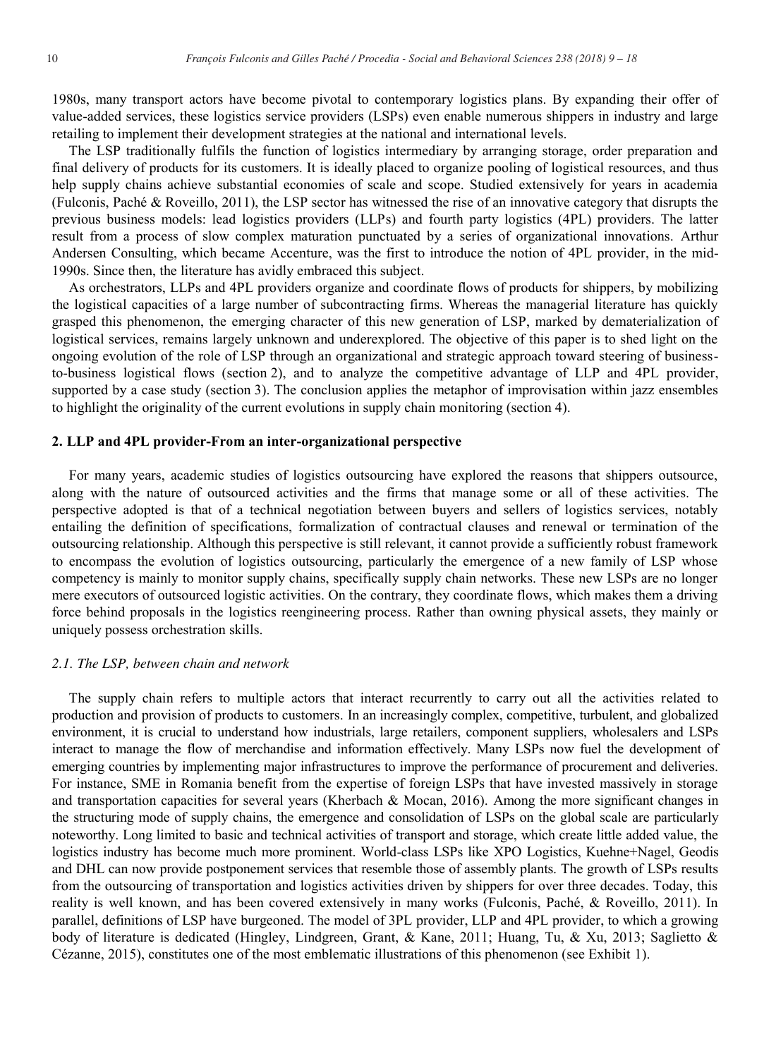1980s, many transport actors have become pivotal to contemporary logistics plans. By expanding their offer of value-added services, these logistics service providers (LSPs) even enable numerous shippers in industry and large retailing to implement their development strategies at the national and international levels.

The LSP traditionally fulfils the function of logistics intermediary by arranging storage, order preparation and final delivery of products for its customers. It is ideally placed to organize pooling of logistical resources, and thus help supply chains achieve substantial economies of scale and scope. Studied extensively for years in academia (Fulconis, Paché & Roveillo, 2011), the LSP sector has witnessed the rise of an innovative category that disrupts the previous business models: lead logistics providers (LLPs) and fourth party logistics (4PL) providers. The latter result from a process of slow complex maturation punctuated by a series of organizational innovations. Arthur Andersen Consulting, which became Accenture, was the first to introduce the notion of 4PL provider, in the mid-1990s. Since then, the literature has avidly embraced this subject.

As orchestrators, LLPs and 4PL providers organize and coordinate flows of products for shippers, by mobilizing the logistical capacities of a large number of subcontracting firms. Whereas the managerial literature has quickly grasped this phenomenon, the emerging character of this new generation of LSP, marked by dematerialization of logistical services, remains largely unknown and underexplored. The objective of this paper is to shed light on the ongoing evolution of the role of LSP through an organizational and strategic approach toward steering of business-to-business logistical flows (section 2), and to analyze the competitive advantage of LLP and 4PL provider, supported by a case study (section 3). The conclusion applies the metaphor of improvisation within jazz ensembles to highlight the originality of the current evolutions in supply chain monitoring (section 4).

## 2. LLP and 4PL provider-From an inter-organizational perspective

For many years, academic studies of logistics outsourcing have explored the reasons that shippers outsource, along with the nature of outsourced activities and the firms that manage some or all of these activities. The perspective adopted is that of a technical negotiation between buyers and sellers of logistics services, notably entailing the definition of specifications, formalization of contractual clauses and renewal or termination of the outsourcing relationship. Although this perspective is still relevant, it cannot provide a sufficiently robust framework to encompass the evolution of logistics outsourcing, particularly the emergence of a new family of LSP whose competency is mainly to monitor supply chains, specifically supply chain networks. These new LSPs are no longer mere executors of outsourced logistic activities. On the contrary, they coordinate flows, which makes them a driving force behind proposals in the logistics reengineering process. Rather than owning physical assets, they mainly or uniquely possess orchestration skills.

### *2.1. The LSP, between chain and network*

The supply chain refers to multiple actors that interact recurrently to carry out all the activities related to production and provision of products to customers. In an increasingly complex, competitive, turbulent, and globalized environment, it is crucial to understand how industrials, large retailers, component suppliers, wholesalers and LSPs interact to manage the flow of merchandise and information effectively. Many LSPs now fuel the development of emerging countries by implementing major infrastructures to improve the performance of procurement and deliveries. For instance, SME in Romania benefit from the expertise of foreign LSPs that have invested massively in storage and transportation capacities for several years (Kherbach & Mocan, 2016). Among the more significant changes in the structuring mode of supply chains, the emergence and consolidation of LSPs on the global scale are particularly noteworthy. Long limited to basic and technical activities of transport and storage, which create little added value, the logistics industry has become much more prominent. World-class LSPs like XPO Logistics, Kuehne+Nagel, Geodis and DHL can now provide postponement services that resemble those of assembly plants. The growth of LSPs results from the outsourcing of transportation and logistics activities driven by shippers for over three decades. Today, this reality is well known, and has been covered extensively in many works (Fulconis, Paché, & Roveillo, 2011). In parallel, definitions of LSP have burgeoned. The model of 3PL provider, LLP and 4PL provider, to which a growing body of literature is dedicated (Hingley, Lindgreen, Grant, & Kane, 2011; Huang, Tu, & Xu, 2013; Saglietto & Cézanne, 2015), constitutes one of the most emblematic illustrations of this phenomenon (see Exhibit 1).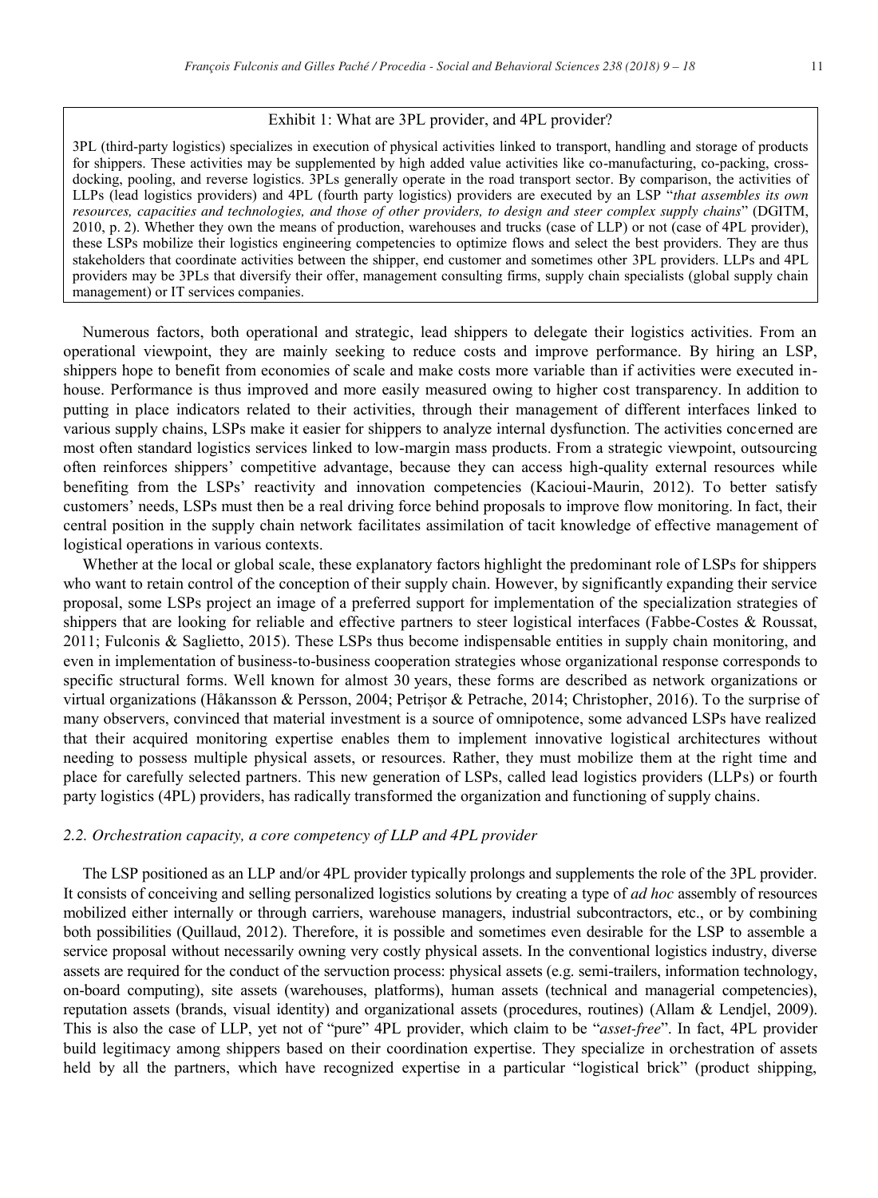Exhibit 1: What are 3PL provider, and 4PL provider?

3PL (third-party logistics) specializes in execution of physical activities linked to transport, handling and storage of products for shippers. These activities may be supplemented by high added value activities like co-manufacturing, co-packing, cross-docking, pooling, and reverse logistics. 3PLs generally operate in the road transport sector. By comparison, the activities of LLPs (lead logistics providers) and 4PL (fourth party logistics) providers are executed by an LSP "*that assembles its own resources, capacities and technologies, and those of other providers, to design and steer complex supply chains*" (DGITM, 2010, p. 2). Whether they own the means of production, warehouses and trucks (case of LLP) or not (case of 4PL provider), these LSPs mobilize their logistics engineering competencies to optimize flows and select the best providers. They are thus stakeholders that coordinate activities between the shipper, end customer and sometimes other 3PL providers. LLPs and 4PL providers may be 3PLs that diversify their offer, management consulting firms, supply chain specialists (global supply chain management) or IT services companies.

Numerous factors, both operational and strategic, lead shippers to delegate their logistics activities. From an operational viewpoint, they are mainly seeking to reduce costs and improve performance. By hiring an LSP, shippers hope to benefit from economies of scale and make costs more variable than if activities were executed in-house. Performance is thus improved and more easily measured owing to higher cost transparency. In addition to putting in place indicators related to their activities, through their management of different interfaces linked to various supply chains, LSPs make it easier for shippers to analyze internal dysfunction. The activities concerned are most often standard logistics services linked to low-margin mass products. From a strategic viewpoint, outsourcing often reinforces shippers' competitive advantage, because they can access high-quality external resources while benefiting from the LSPs' reactivity and innovation competencies (Kacioui-Maurin, 2012). To better satisfy customers' needs, LSPs must then be a real driving force behind proposals to improve flow monitoring. In fact, their central position in the supply chain network facilitates assimilation of tacit knowledge of effective management of logistical operations in various contexts.

Whether at the local or global scale, these explanatory factors highlight the predominant role of LSPs for shippers who want to retain control of the conception of their supply chain. However, by significantly expanding their service proposal, some LSPs project an image of a preferred support for implementation of the specialization strategies of shippers that are looking for reliable and effective partners to steer logistical interfaces (Fabbe-Costes & Roussat, 2011; Fulconis & Saglietto, 2015). These LSPs thus become indispensable entities in supply chain monitoring, and even in implementation of business-to-business cooperation strategies whose organizational response corresponds to specific structural forms. Well known for almost 30 years, these forms are described as network organizations or virtual organizations (Håkansson & Persson, 2004; Petrișor & Petrache, 2014; Christopher, 2016). To the surprise of many observers, convinced that material investment is a source of omnipotence, some advanced LSPs have realized that their acquired monitoring expertise enables them to implement innovative logistical architectures without needing to possess multiple physical assets, or resources. Rather, they must mobilize them at the right time and place for carefully selected partners. This new generation of LSPs, called lead logistics providers (LLPs) or fourth party logistics (4PL) providers, has radically transformed the organization and functioning of supply chains.

### *2.2. Orchestration capacity, a core competency of LLP and 4PL provider*

The LSP positioned as an LLP and/or 4PL provider typically prolongs and supplements the role of the 3PL provider. It consists of conceiving and selling personalized logistics solutions by creating a type of *ad hoc* assembly of resources mobilized either internally or through carriers, warehouse managers, industrial subcontractors, etc., or by combining both possibilities (Quillaud, 2012). Therefore, it is possible and sometimes even desirable for the LSP to assemble a service proposal without necessarily owning very costly physical assets. In the conventional logistics industry, diverse assets are required for the conduct of the servuction process: physical assets (e.g. semi-trailers, information technology, on-board computing), site assets (warehouses, platforms), human assets (technical and managerial competencies), reputation assets (brands, visual identity) and organizational assets (procedures, routines) (Allam & Lendjel, 2009). This is also the case of LLP, yet not of "pure" 4PL provider, which claim to be "*asset-free*". In fact, 4PL provider build legitimacy among shippers based on their coordination expertise. They specialize in orchestration of assets held by all the partners, which have recognized expertise in a particular "logistical brick" (product shipping,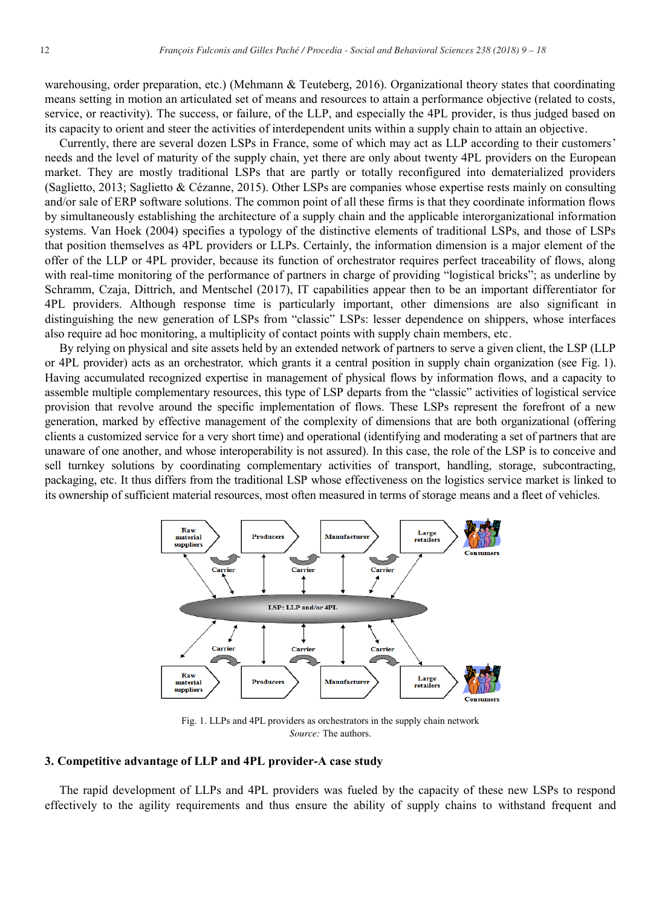warehousing, order preparation, etc.) (Mehmann & Teuteberg, 2016). Organizational theory states that coordinating means setting in motion an articulated set of means and resources to attain a performance objective (related to costs, service, or reactivity). The success, or failure, of the LLP, and especially the 4PL provider, is thus judged based on its capacity to orient and steer the activities of interdependent units within a supply chain to attain an objective.

Currently, there are several dozen LSPs in France, some of which may act as LLP according to their customers' needs and the level of maturity of the supply chain, yet there are only about twenty 4PL providers on the European market. They are mostly traditional LSPs that are partly or totally reconfigured into dematerialized providers (Saglietto, 2013; Saglietto & Cézanne, 2015). Other LSPs are companies whose expertise rests mainly on consulting and/or sale of ERP software solutions. The common point of all these firms is that they coordinate information flows by simultaneously establishing the architecture of a supply chain and the applicable interorganizational information systems. Van Hoek (2004) specifies a typology of the distinctive elements of traditional LSPs, and those of LSPs that position themselves as 4PL providers or LLPs. Certainly, the information dimension is a major element of the offer of the LLP or 4PL provider, because its function of orchestrator requires perfect traceability of flows, along with real-time monitoring of the performance of partners in charge of providing "logistical bricks"; as underline by Schramm, Czaja, Dittrich, and Mentschel (2017), IT capabilities appear then to be an important differentiator for 4PL providers. Although response time is particularly important, other dimensions are also significant in distinguishing the new generation of LSPs from "classic" LSPs: lesser dependence on shippers, whose interfaces also require ad hoc monitoring, a multiplicity of contact points with supply chain members, etc.

By relying on physical and site assets held by an extended network of partners to serve a given client, the LSP (LLP or 4PL provider) acts as an orchestrator, which grants it a central position in supply chain organization (see Fig. 1). Having accumulated recognized expertise in management of physical flows by information flows, and a capacity to assemble multiple complementary resources, this type of LSP departs from the "classic" activities of logistical service provision that revolve around the specific implementation of flows. These LSPs represent the forefront of a new generation, marked by effective management of the complexity of dimensions that are both organizational (offering clients a customized service for a very short time) and operational (identifying and moderating a set of partners that are unaware of one another, and whose interoperability is not assured). In this case, the role of the LSP is to conceive and sell turnkey solutions by coordinating complementary activities of transport, handling, storage, subcontracting, packaging, etc. It thus differs from the traditional LSP whose effectiveness on the logistics service market is linked to its ownership of sufficient material resources, most often measured in terms of storage means and a fleet of vehicles.

Fig. 1. LLPs and 4PL providers as orchestrators in the supply chain network
*Source:* The authors.

### 3. Competitive advantage of LLP and 4PL provider-A case study

The rapid development of LLPs and 4PL providers was fueled by the capacity of these new LSPs to respond effectively to the agility requirements and thus ensure the ability of supply chains to withstand frequent and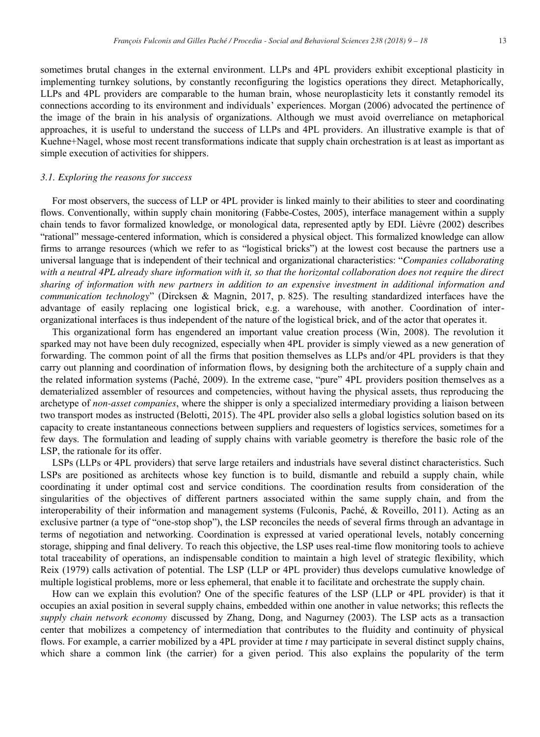sometimes brutal changes in the external environment. LLPs and 4PL providers exhibit exceptional plasticity in implementing turnkey solutions, by constantly reconfiguring the logistics operations they direct. Metaphorically, LLPs and 4PL providers are comparable to the human brain, whose neuroplasticity lets it constantly remodel its connections according to its environment and individuals' experiences. Morgan (2006) advocated the pertinence of the image of the brain in his analysis of organizations. Although we must avoid overreliance on metaphorical approaches, it is useful to understand the success of LLPs and 4PL providers. An illustrative example is that of Kuehne+Nagel, whose most recent transformations indicate that supply chain orchestration is at least as important as simple execution of activities for shippers.

### *3.1. Exploring the reasons for success*

For most observers, the success of LLP or 4PL provider is linked mainly to their abilities to steer and coordinating flows. Conventionally, within supply chain monitoring (Fabbe-Costes, 2005), interface management within a supply chain tends to favor formalized knowledge, or monological data, represented aptly by EDI. Lièvre (2002) describes "rational" message-centered information, which is considered a physical object. This formalized knowledge can allow firms to arrange resources (which we refer to as "logistical bricks") at the lowest cost because the partners use a universal language that is independent of their technical and organizational characteristics: "*Companies collaborating with a neutral 4PL already share information with it, so that the horizontal collaboration does not require the direct sharing of information with new partners in addition to an expensive investment in additional information and communication technology*" (Dircksen & Magnin, 2017, p. 825). The resulting standardized interfaces have the advantage of easily replacing one logistical brick, e.g. a warehouse, with another. Coordination of inter-organizational interfaces is thus independent of the nature of the logistical brick, and of the actor that operates it.

This organizational form has engendered an important value creation process (Win, 2008). The revolution it sparked may not have been duly recognized, especially when 4PL provider is simply viewed as a new generation of forwarding. The common point of all the firms that position themselves as LLPs and/or 4PL providers is that they carry out planning and coordination of information flows, by designing both the architecture of a supply chain and the related information systems (Paché, 2009). In the extreme case, "pure" 4PL providers position themselves as a dematerialized assembler of resources and competencies, without having the physical assets, thus reproducing the archetype of *non-asset companies*, where the shipper is only a specialized intermediary providing a liaison between two transport modes as instructed (Belotti, 2015). The 4PL provider also sells a global logistics solution based on its capacity to create instantaneous connections between suppliers and requesters of logistics services, sometimes for a few days. The formulation and leading of supply chains with variable geometry is therefore the basic role of the LSP, the rationale for its offer.

LSPs (LLPs or 4PL providers) that serve large retailers and industrials have several distinct characteristics. Such LSPs are positioned as architects whose key function is to build, dismantle and rebuild a supply chain, while coordinating it under optimal cost and service conditions. The coordination results from consideration of the singularities of the objectives of different partners associated within the same supply chain, and from the interoperability of their information and management systems (Fulconis, Paché, & Roveillo, 2011). Acting as an exclusive partner (a type of "one-stop shop"), the LSP reconciles the needs of several firms through an advantage in terms of negotiation and networking. Coordination is expressed at varied operational levels, notably concerning storage, shipping and final delivery. To reach this objective, the LSP uses real-time flow monitoring tools to achieve total traceability of operations, an indispensable condition to maintain a high level of strategic flexibility, which Reix (1979) calls activation of potential. The LSP (LLP or 4PL provider) thus develops cumulative knowledge of multiple logistical problems, more or less ephemeral, that enable it to facilitate and orchestrate the supply chain.

How can we explain this evolution? One of the specific features of the LSP (LLP or 4PL provider) is that it occupies an axial position in several supply chains, embedded within one another in value networks; this reflects the *supply chain network economy* discussed by Zhang, Dong, and Nagurney (2003). The LSP acts as a transaction center that mobilizes a competency of intermediation that contributes to the fluidity and continuity of physical flows. For example, a carrier mobilized by a 4PL provider at time *t* may participate in several distinct supply chains, which share a common link (the carrier) for a given period. This also explains the popularity of the term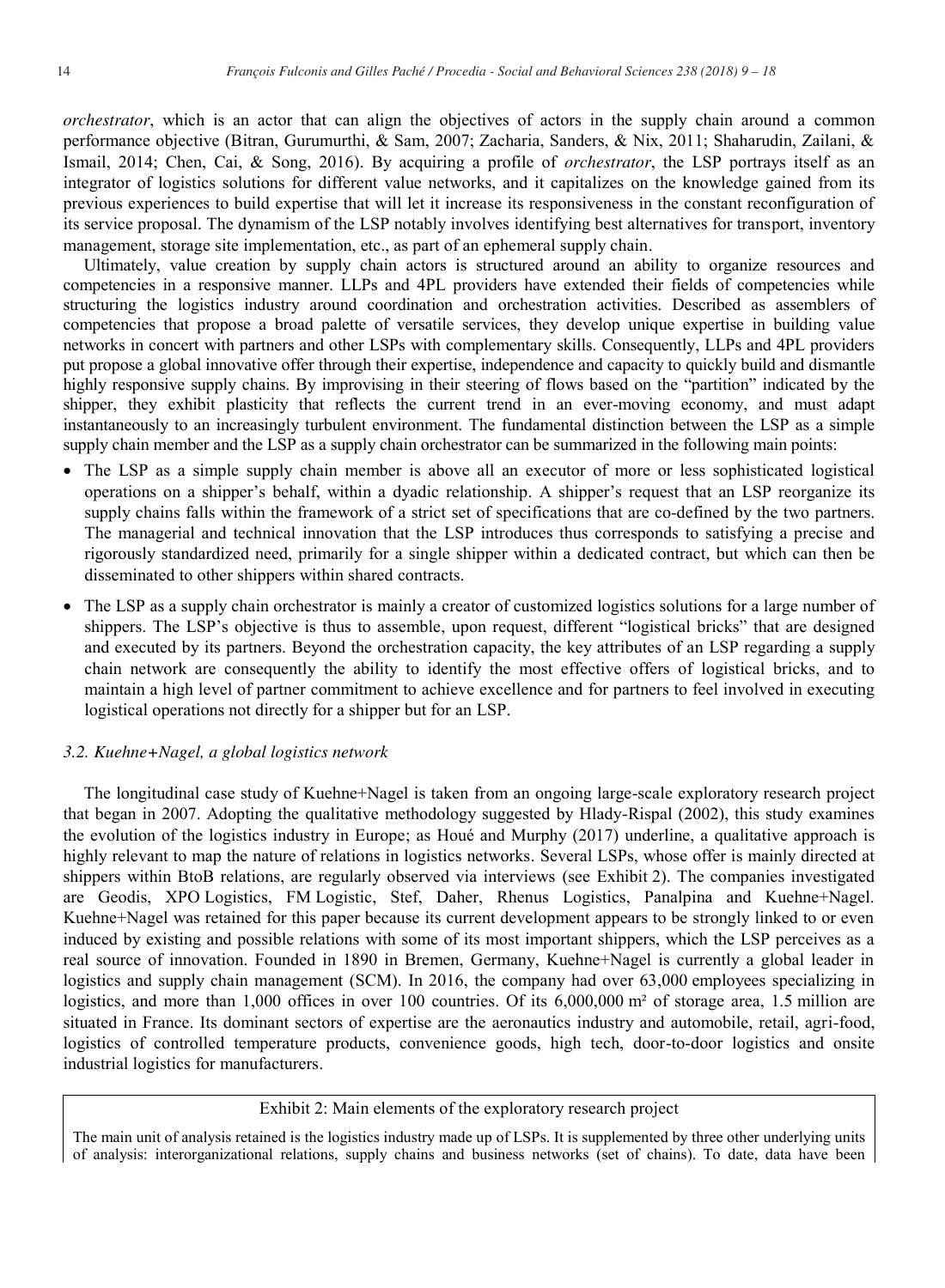*orchestrator*, which is an actor that can align the objectives of actors in the supply chain around a common performance objective (Bitran, Gurumurthi, & Sam, 2007; Zacharia, Sanders, & Nix, 2011; Shaharudin, Zailani, & Ismail, 2014; Chen, Cai, & Song, 2016). By acquiring a profile of *orchestrator*, the LSP portrays itself as an integrator of logistics solutions for different value networks, and it capitalizes on the knowledge gained from its previous experiences to build expertise that will let it increase its responsiveness in the constant reconfiguration of its service proposal. The dynamism of the LSP notably involves identifying best alternatives for transport, inventory management, storage site implementation, etc., as part of an ephemeral supply chain.

Ultimately, value creation by supply chain actors is structured around an ability to organize resources and competencies in a responsive manner. LLPs and 4PL providers have extended their fields of competencies while structuring the logistics industry around coordination and orchestration activities. Described as assemblers of competencies that propose a broad palette of versatile services, they develop unique expertise in building value networks in concert with partners and other LSPs with complementary skills. Consequently, LLPs and 4PL providers put propose a global innovative offer through their expertise, independence and capacity to quickly build and dismantle highly responsive supply chains. By improvising in their steering of flows based on the "partition" indicated by the shipper, they exhibit plasticity that reflects the current trend in an ever-moving economy, and must adapt instantaneously to an increasingly turbulent environment. The fundamental distinction between the LSP as a simple supply chain member and the LSP as a supply chain orchestrator can be summarized in the following main points:

- The LSP as a simple supply chain member is above all an executor of more or less sophisticated logistical operations on a shipper's behalf, within a dyadic relationship. A shipper's request that an LSP reorganize its supply chains falls within the framework of a strict set of specifications that are co-defined by the two partners. The managerial and technical innovation that the LSP introduces thus corresponds to satisfying a precise and rigorously standardized need, primarily for a single shipper within a dedicated contract, but which can then be disseminated to other shippers within shared contracts.
- The LSP as a supply chain orchestrator is mainly a creator of customized logistics solutions for a large number of shippers. The LSP's objective is thus to assemble, upon request, different "logistical bricks" that are designed and executed by its partners. Beyond the orchestration capacity, the key attributes of an LSP regarding a supply chain network are consequently the ability to identify the most effective offers of logistical bricks, and to maintain a high level of partner commitment to achieve excellence and for partners to feel involved in executing logistical operations not directly for a shipper but for an LSP.

### *3.2. Kuehne+Nagel, a global logistics network*

The longitudinal case study of Kuehne+Nagel is taken from an ongoing large-scale exploratory research project that began in 2007. Adopting the qualitative methodology suggested by Hlady-Rispal (2002), this study examines the evolution of the logistics industry in Europe; as Houé and Murphy (2017) underline, a qualitative approach is highly relevant to map the nature of relations in logistics networks. Several LSPs, whose offer is mainly directed at shippers within BtoB relations, are regularly observed via interviews (see Exhibit 2). The companies investigated are Geodis, XPO Logistics, FM Logistic, Stef, Daher, Rhenus Logistics, Panalpina and Kuehne+Nagel. Kuehne+Nagel was retained for this paper because its current development appears to be strongly linked to or even induced by existing and possible relations with some of its most important shippers, which the LSP perceives as a real source of innovation. Founded in 1890 in Bremen, Germany, Kuehne+Nagel is currently a global leader in logistics and supply chain management (SCM). In 2016, the company had over 63,000 employees specializing in logistics, and more than 1,000 offices in over 100 countries. Of its 6,000,000 m² of storage area, 1.5 million are situated in France. Its dominant sectors of expertise are the aeronautics industry and automobile, retail, agri-food, logistics of controlled temperature products, convenience goods, high tech, door-to-door logistics and onsite industrial logistics for manufacturers.

Exhibit 2: Main elements of the exploratory research project

The main unit of analysis retained is the logistics industry made up of LSPs. It is supplemented by three other underlying units of analysis: interorganizational relations, supply chains and business networks (set of chains). To date, data have been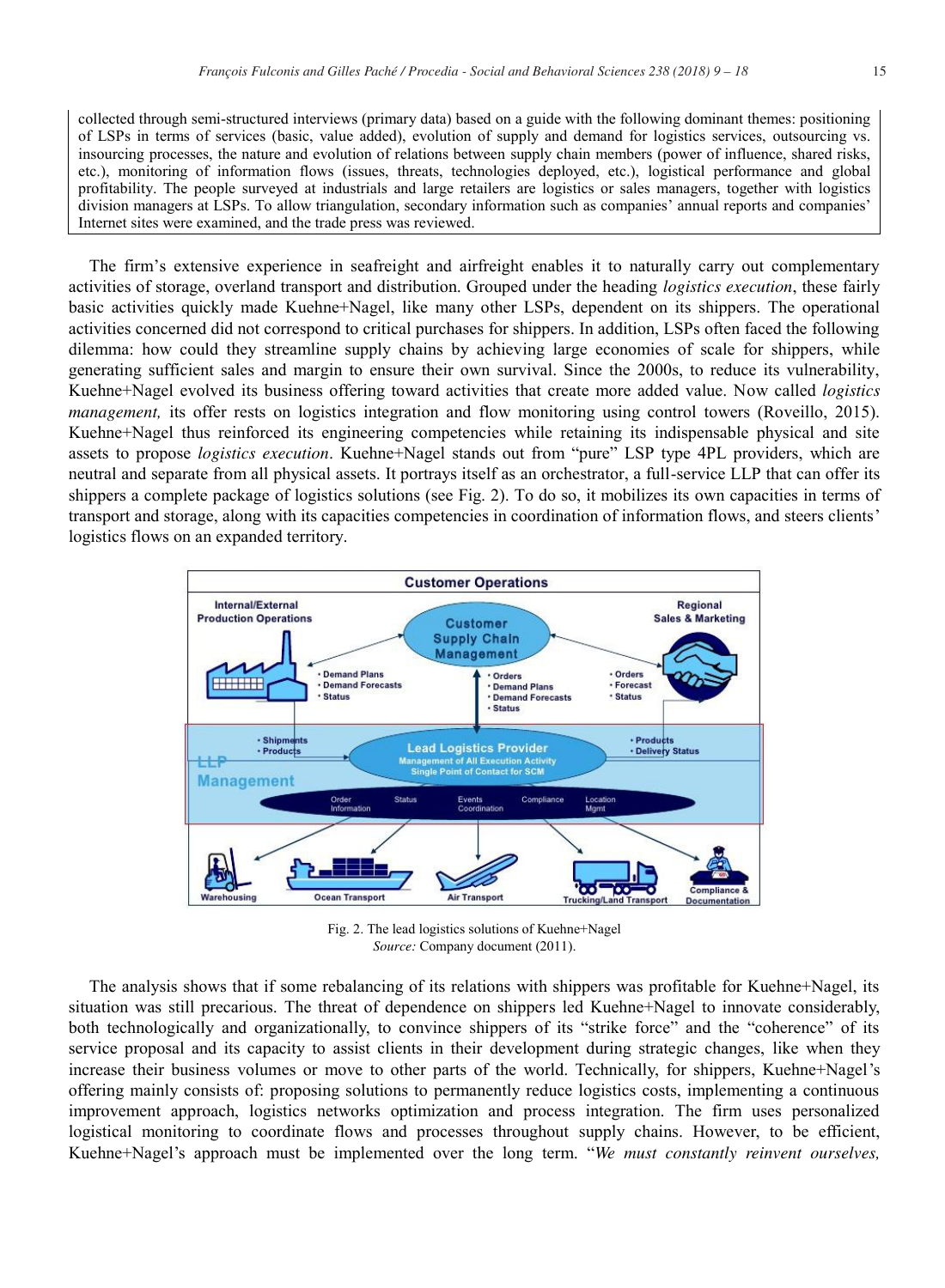collected through semi-structured interviews (primary data) based on a guide with the following dominant themes: positioning of LSPs in terms of services (basic, value added), evolution of supply and demand for logistics services, outsourcing vs. insourcing processes, the nature and evolution of relations between supply chain members (power of influence, shared risks, etc.), monitoring of information flows (issues, threats, technologies deployed, etc.), logistical performance and global profitability. The people surveyed at industrials and large retailers are logistics or sales managers, together with logistics division managers at LSPs. To allow triangulation, secondary information such as companies' annual reports and companies' Internet sites were examined, and the trade press was reviewed.

The firm's extensive experience in seafreight and airfreight enables it to naturally carry out complementary activities of storage, overland transport and distribution. Grouped under the heading *logistics execution*, these fairly basic activities quickly made Kuehne+Nagel, like many other LSPs, dependent on its shippers. The operational activities concerned did not correspond to critical purchases for shippers. In addition, LSPs often faced the following dilemma: how could they streamline supply chains by achieving large economies of scale for shippers, while generating sufficient sales and margin to ensure their own survival. Since the 2000s, to reduce its vulnerability, Kuehne+Nagel evolved its business offering toward activities that create more added value. Now called *logistics management,* its offer rests on logistics integration and flow monitoring using control towers (Roveillo, 2015). Kuehne+Nagel thus reinforced its engineering competencies while retaining its indispensable physical and site assets to propose *logistics execution*. Kuehne+Nagel stands out from "pure" LSP type 4PL providers, which are neutral and separate from all physical assets. It portrays itself as an orchestrator, a full-service LLP that can offer its shippers a complete package of logistics solutions (see Fig. 2). To do so, it mobilizes its own capacities in terms of transport and storage, along with its capacities competencies in coordination of information flows, and steers clients' logistics flows on an expanded territory.

Fig. 2. The lead logistics solutions of Kuehne+Nagel
*Source:* Company document (2011).

The analysis shows that if some rebalancing of its relations with shippers was profitable for Kuehne+Nagel, its situation was still precarious. The threat of dependence on shippers led Kuehne+Nagel to innovate considerably, both technologically and organizationally, to convince shippers of its "strike force" and the "coherence" of its service proposal and its capacity to assist clients in their development during strategic changes, like when they increase their business volumes or move to other parts of the world. Technically, for shippers, Kuehne+Nagel's offering mainly consists of: proposing solutions to permanently reduce logistics costs, implementing a continuous improvement approach, logistics networks optimization and process integration. The firm uses personalized logistical monitoring to coordinate flows and processes throughout supply chains. However, to be efficient, Kuehne+Nagel's approach must be implemented over the long term. "*We must constantly reinvent ourselves,*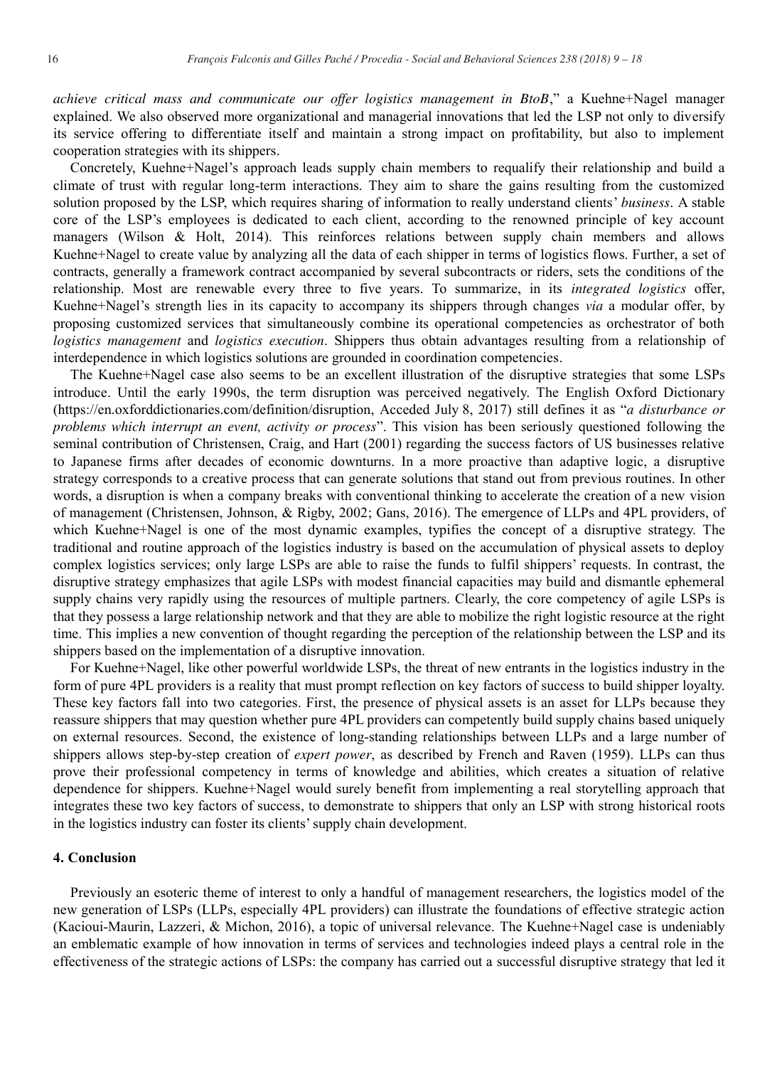*achieve critical mass and communicate our offer logistics management in BtoB*," a Kuehne+Nagel manager explained. We also observed more organizational and managerial innovations that led the LSP not only to diversify its service offering to differentiate itself and maintain a strong impact on profitability, but also to implement cooperation strategies with its shippers.

Concretely, Kuehne+Nagel's approach leads supply chain members to requalify their relationship and build a climate of trust with regular long-term interactions. They aim to share the gains resulting from the customized solution proposed by the LSP, which requires sharing of information to really understand clients' *business*. A stable core of the LSP's employees is dedicated to each client, according to the renowned principle of key account managers (Wilson & Holt, 2014). This reinforces relations between supply chain members and allows Kuehne+Nagel to create value by analyzing all the data of each shipper in terms of logistics flows. Further, a set of contracts, generally a framework contract accompanied by several subcontracts or riders, sets the conditions of the relationship. Most are renewable every three to five years. To summarize, in its *integrated logistics* offer, Kuehne+Nagel's strength lies in its capacity to accompany its shippers through changes *via* a modular offer, by proposing customized services that simultaneously combine its operational competencies as orchestrator of both *logistics management* and *logistics execution*. Shippers thus obtain advantages resulting from a relationship of interdependence in which logistics solutions are grounded in coordination competencies.

The Kuehne+Nagel case also seems to be an excellent illustration of the disruptive strategies that some LSPs introduce. Until the early 1990s, the term disruption was perceived negatively. The English Oxford Dictionary (https://en.oxforddictionaries.com/definition/disruption, Acceded July 8, 2017) still defines it as "*a disturbance or problems which interrupt an event, activity or process*". This vision has been seriously questioned following the seminal contribution of Christensen, Craig, and Hart (2001) regarding the success factors of US businesses relative to Japanese firms after decades of economic downturns. In a more proactive than adaptive logic, a disruptive strategy corresponds to a creative process that can generate solutions that stand out from previous routines. In other words, a disruption is when a company breaks with conventional thinking to accelerate the creation of a new vision of management (Christensen, Johnson, & Rigby, 2002; Gans, 2016). The emergence of LLPs and 4PL providers, of which Kuehne+Nagel is one of the most dynamic examples, typifies the concept of a disruptive strategy. The traditional and routine approach of the logistics industry is based on the accumulation of physical assets to deploy complex logistics services; only large LSPs are able to raise the funds to fulfil shippers' requests. In contrast, the disruptive strategy emphasizes that agile LSPs with modest financial capacities may build and dismantle ephemeral supply chains very rapidly using the resources of multiple partners. Clearly, the core competency of agile LSPs is that they possess a large relationship network and that they are able to mobilize the right logistic resource at the right time. This implies a new convention of thought regarding the perception of the relationship between the LSP and its shippers based on the implementation of a disruptive innovation.

For Kuehne+Nagel, like other powerful worldwide LSPs, the threat of new entrants in the logistics industry in the form of pure 4PL providers is a reality that must prompt reflection on key factors of success to build shipper loyalty. These key factors fall into two categories. First, the presence of physical assets is an asset for LLPs because they reassure shippers that may question whether pure 4PL providers can competently build supply chains based uniquely on external resources. Second, the existence of long-standing relationships between LLPs and a large number of shippers allows step-by-step creation of *expert power*, as described by French and Raven (1959). LLPs can thus prove their professional competency in terms of knowledge and abilities, which creates a situation of relative dependence for shippers. Kuehne+Nagel would surely benefit from implementing a real storytelling approach that integrates these two key factors of success, to demonstrate to shippers that only an LSP with strong historical roots in the logistics industry can foster its clients' supply chain development.

## 4. Conclusion

Previously an esoteric theme of interest to only a handful of management researchers, the logistics model of the new generation of LSPs (LLPs, especially 4PL providers) can illustrate the foundations of effective strategic action (Kacioui-Maurin, Lazzeri, & Michon, 2016), a topic of universal relevance. The Kuehne+Nagel case is undeniably an emblematic example of how innovation in terms of services and technologies indeed plays a central role in the effectiveness of the strategic actions of LSPs: the company has carried out a successful disruptive strategy that led it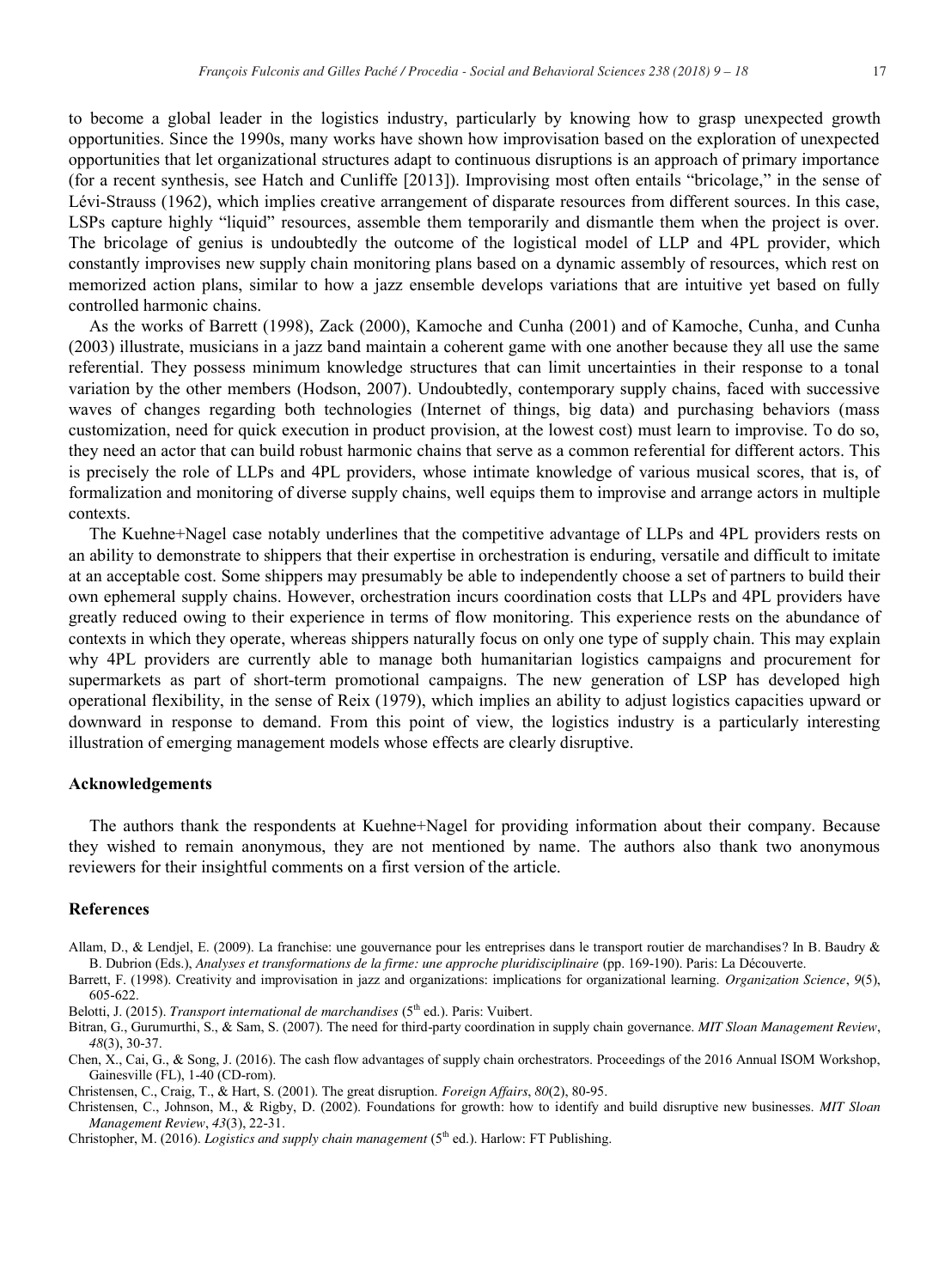to become a global leader in the logistics industry, particularly by knowing how to grasp unexpected growth opportunities. Since the 1990s, many works have shown how improvisation based on the exploration of unexpected opportunities that let organizational structures adapt to continuous disruptions is an approach of primary importance (for a recent synthesis, see Hatch and Cunliffe [2013]). Improvising most often entails "bricolage," in the sense of Lévi-Strauss (1962), which implies creative arrangement of disparate resources from different sources. In this case, LSPs capture highly "liquid" resources, assemble them temporarily and dismantle them when the project is over. The bricolage of genius is undoubtedly the outcome of the logistical model of LLP and 4PL provider, which constantly improvises new supply chain monitoring plans based on a dynamic assembly of resources, which rest on memorized action plans, similar to how a jazz ensemble develops variations that are intuitive yet based on fully controlled harmonic chains.

As the works of Barrett (1998), Zack (2000), Kamoche and Cunha (2001) and of Kamoche, Cunha, and Cunha (2003) illustrate, musicians in a jazz band maintain a coherent game with one another because they all use the same referential. They possess minimum knowledge structures that can limit uncertainties in their response to a tonal variation by the other members (Hodson, 2007). Undoubtedly, contemporary supply chains, faced with successive waves of changes regarding both technologies (Internet of things, big data) and purchasing behaviors (mass customization, need for quick execution in product provision, at the lowest cost) must learn to improvise. To do so, they need an actor that can build robust harmonic chains that serve as a common referential for different actors. This is precisely the role of LLPs and 4PL providers, whose intimate knowledge of various musical scores, that is, of formalization and monitoring of diverse supply chains, well equips them to improvise and arrange actors in multiple contexts.

The Kuehne+Nagel case notably underlines that the competitive advantage of LLPs and 4PL providers rests on an ability to demonstrate to shippers that their expertise in orchestration is enduring, versatile and difficult to imitate at an acceptable cost. Some shippers may presumably be able to independently choose a set of partners to build their own ephemeral supply chains. However, orchestration incurs coordination costs that LLPs and 4PL providers have greatly reduced owing to their experience in terms of flow monitoring. This experience rests on the abundance of contexts in which they operate, whereas shippers naturally focus on only one type of supply chain. This may explain why 4PL providers are currently able to manage both humanitarian logistics campaigns and procurement for supermarkets as part of short-term promotional campaigns. The new generation of LSP has developed high operational flexibility, in the sense of Reix (1979), which implies an ability to adjust logistics capacities upward or downward in response to demand. From this point of view, the logistics industry is a particularly interesting illustration of emerging management models whose effects are clearly disruptive.

## Acknowledgements

The authors thank the respondents at Kuehne+Nagel for providing information about their company. Because they wished to remain anonymous, they are not mentioned by name. The authors also thank two anonymous reviewers for their insightful comments on a first version of the article.

## References

Allam, D., & Lendjel, E. (2009). La franchise: une gouvernance pour les entreprises dans le transport routier de marchandises? In B. Baudry & B. Dubrion (Eds.), *Analyses et transformations de la firme: une approche pluridisciplinaire* (pp. 169-190). Paris: La Découverte.

Barrett, F. (1998). Creativity and improvisation in jazz and organizations: implications for organizational learning. *Organization Science*, *9*(5), 605-622.

Belotti, J. (2015). *Transport international de marchandises* (5th ed.). Paris: Vuibert.

Bitran, G., Gurumurthi, S., & Sam, S. (2007). The need for third-party coordination in supply chain governance. *MIT Sloan Management Review*, *48*(3), 30-37.

Chen, X., Cai, G., & Song, J. (2016). The cash flow advantages of supply chain orchestrators. Proceedings of the 2016 Annual ISOM Workshop, Gainesville (FL), 1-40 (CD-rom).

Christensen, C., Craig, T., & Hart, S. (2001). The great disruption. *Foreign Affairs*, *80*(2), 80-95.

Christensen, C., Johnson, M., & Rigby, D. (2002). Foundations for growth: how to identify and build disruptive new businesses. *MIT Sloan Management Review*, *43*(3), 22-31.

Christopher, M. (2016). *Logistics and supply chain management* (5th ed.). Harlow: FT Publishing.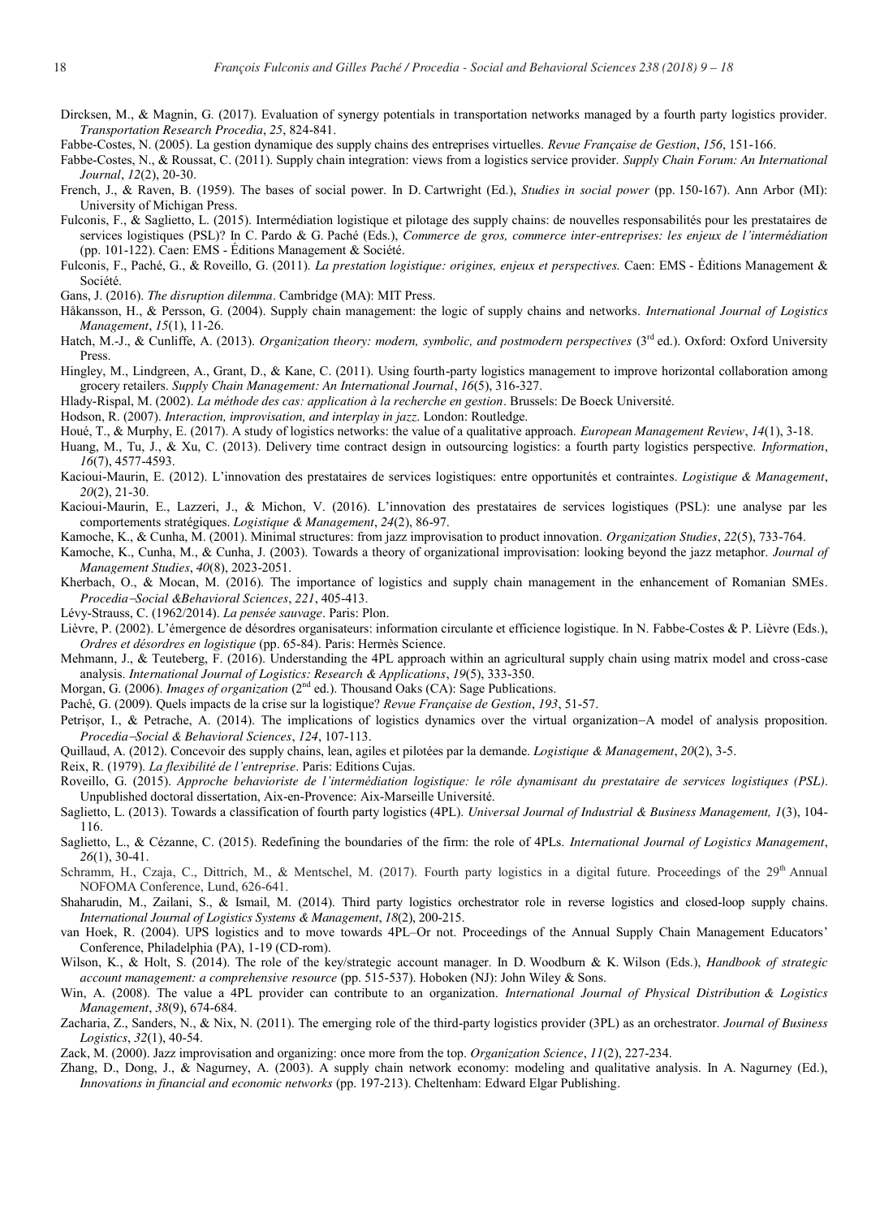Dircksen, M., & Magnin, G. (2017). Evaluation of synergy potentials in transportation networks managed by a fourth party logistics provider. *Transportation Research Procedia*, *25*, 824-841.

Fabbe-Costes, N. (2005). La gestion dynamique des supply chains des entreprises virtuelles. *Revue Française de Gestion*, *156*, 151-166.

Fabbe-Costes, N., & Roussat, C. (2011). Supply chain integration: views from a logistics service provider. *Supply Chain Forum: An International Journal*, *12*(2), 20-30.

French, J., & Raven, B. (1959). The bases of social power. In D. Cartwright (Ed.), *Studies in social power* (pp. 150-167). Ann Arbor (MI): University of Michigan Press.

Fulconis, F., & Saglietto, L. (2015). Intermédiation logistique et pilotage des supply chains: de nouvelles responsabilités pour les prestataires de services logistiques (PSL)? In C. Pardo & G. Paché (Eds.), *Commerce de gros, commerce inter-entreprises: les enjeux de l'intermédiation* (pp. 101-122). Caen: EMS - Éditions Management & Société.

Fulconis, F., Paché, G., & Roveillo, G. (2011). *La prestation logistique: origines, enjeux et perspectives.* Caen: EMS - Éditions Management & Société.

Gans, J. (2016). *The disruption dilemma*. Cambridge (MA): MIT Press.

Håkansson, H., & Persson, G. (2004). Supply chain management: the logic of supply chains and networks. *International Journal of Logistics Management*, *15*(1), 11-26.

Hatch, M.-J., & Cunliffe, A. (2013). *Organization theory: modern, symbolic, and postmodern perspectives* (3rd ed.). Oxford: Oxford University Press.

Hingley, M., Lindgreen, A., Grant, D., & Kane, C. (2011). Using fourth-party logistics management to improve horizontal collaboration among grocery retailers. *Supply Chain Management: An International Journal*, *16*(5), 316-327.

Hlady-Rispal, M. (2002). *La méthode des cas: application à la recherche en gestion*. Brussels: De Boeck Université.

Hodson, R. (2007). *Interaction, improvisation, and interplay in jazz*. London: Routledge.

Houé, T., & Murphy, E. (2017). A study of logistics networks: the value of a qualitative approach. *European Management Review*, *14*(1), 3-18.

Huang, M., Tu, J., & Xu, C. (2013). Delivery time contract design in outsourcing logistics: a fourth party logistics perspective. *Information*, *16*(7), 4577-4593.

Kacioui-Maurin, E. (2012). L'innovation des prestataires de services logistiques: entre opportunités et contraintes. *Logistique & Management*, *20*(2), 21-30.

Kacioui-Maurin, E., Lazzeri, J., & Michon, V. (2016). L'innovation des prestataires de services logistiques (PSL): une analyse par les comportements stratégiques. *Logistique & Management*, *24*(2), 86-97.

Kamoche, K., & Cunha, M. (2001). Minimal structures: from jazz improvisation to product innovation. *Organization Studies*, *22*(5), 733-764.

Kamoche, K., Cunha, M., & Cunha, J. (2003). Towards a theory of organizational improvisation: looking beyond the jazz metaphor. *Journal of Management Studies*, *40*(8), 2023-2051.

Kherbach, O., & Mocan, M. (2016). The importance of logistics and supply chain management in the enhancement of Romanian SMEs. *Procedia–Social &Behavioral Sciences*, *221*, 405-413.

Lévy-Strauss, C. (1962/2014). *La pensée sauvage*. Paris: Plon.

Lièvre, P. (2002). L'émergence de désordres organisateurs: information circulante et efficience logistique. In N. Fabbe-Costes & P. Lièvre (Eds.), *Ordres et désordres en logistique* (pp. 65-84). Paris: Hermès Science.

Mehmann, J., & Teuteberg, F. (2016). Understanding the 4PL approach within an agricultural supply chain using matrix model and cross-case analysis. *International Journal of Logistics: Research & Applications*, *19*(5), 333-350.

Morgan, G. (2006). *Images of organization* (2nd ed.). Thousand Oaks (CA): Sage Publications.

Paché, G. (2009). Quels impacts de la crise sur la logistique? *Revue Française de Gestion*, *193*, 51-57.

Petrişor, I., & Petrache, A. (2014). The implications of logistics dynamics over the virtual organization–A model of analysis proposition. *Procedia–Social & Behavioral Sciences*, *124*, 107-113.

Quillaud, A. (2012). Concevoir des supply chains, lean, agiles et pilotées par la demande. *Logistique & Management*, *20*(2), 3-5.

Reix, R. (1979). *La flexibilité de l'entreprise*. Paris: Editions Cujas.

Roveillo, G. (2015). *Approche behavioriste de l'intermédiation logistique: le rôle dynamisant du prestataire de services logistiques (PSL)*. Unpublished doctoral dissertation, Aix-en-Provence: Aix-Marseille Université.

Saglietto, L. (2013). Towards a classification of fourth party logistics (4PL). *Universal Journal of Industrial & Business Management, 1*(3), 104-116.

Saglietto, L., & Cézanne, C. (2015). Redefining the boundaries of the firm: the role of 4PLs. *International Journal of Logistics Management*, *26*(1), 30-41.

Schramm, H., Czaja, C., Dittrich, M., & Mentschel, M. (2017). Fourth party logistics in a digital future. Proceedings of the 29th Annual NOFOMA Conference, Lund, 626-641.

Shaharudin, M., Zailani, S., & Ismail, M. (2014). Third party logistics orchestrator role in reverse logistics and closed-loop supply chains. *International Journal of Logistics Systems & Management*, *18*(2), 200-215.

van Hoek, R. (2004). UPS logistics and to move towards 4PL–Or not. Proceedings of the Annual Supply Chain Management Educators' Conference, Philadelphia (PA), 1-19 (CD-rom).

Wilson, K., & Holt, S. (2014). The role of the key/strategic account manager. In D. Woodburn & K. Wilson (Eds.), *Handbook of strategic account management: a comprehensive resource* (pp. 515-537). Hoboken (NJ): John Wiley & Sons.

Win, A. (2008). The value a 4PL provider can contribute to an organization. *International Journal of Physical Distribution & Logistics Management*, *38*(9), 674-684.

Zacharia, Z., Sanders, N., & Nix, N. (2011). The emerging role of the third-party logistics provider (3PL) as an orchestrator. *Journal of Business Logistics*, *32*(1), 40-54.

Zack, M. (2000). Jazz improvisation and organizing: once more from the top. *Organization Science*, *11*(2), 227-234.

Zhang, D., Dong, J., & Nagurney, A. (2003). A supply chain network economy: modeling and qualitative analysis. In A. Nagurney (Ed.), *Innovations in financial and economic networks* (pp. 197-213). Cheltenham: Edward Elgar Publishing.